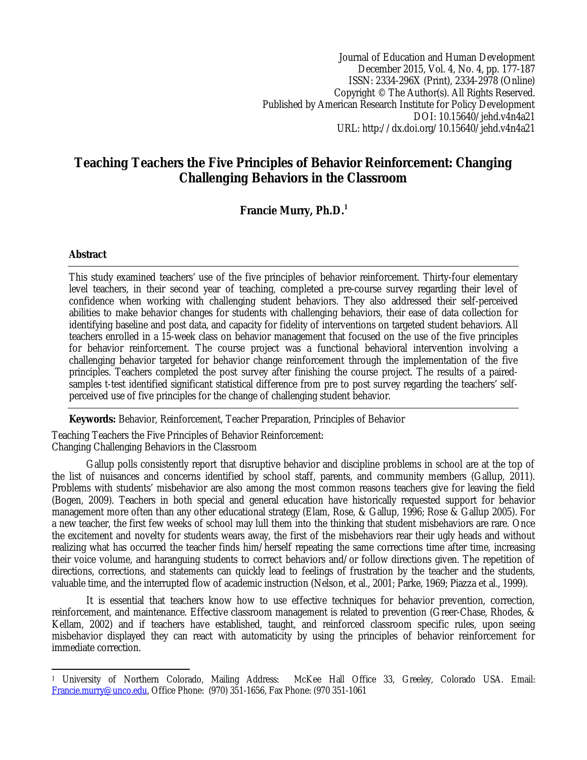Journal of Education and Human Development
December 2015, Vol. 4, No. 4, pp. 177-187
ISSN: 2334-296X (Print), 2334-2978 (Online)
Copyright © The Author(s). All Rights Reserved.
Published by American Research Institute for Policy Development
DOI: 10.15640/jehd.v4n4a21
URL: http://dx.doi.org/10.15640/jehd.v4n4a21

# Teaching Teachers the Five Principles of Behavior Reinforcement: Changing Challenging Behaviors in the Classroom

**Francie Murry, Ph.D.**[1]

## Abstract

This study examined teachers' use of the five principles of behavior reinforcement. Thirty-four elementary level teachers, in their second year of teaching, completed a pre-course survey regarding their level of confidence when working with challenging student behaviors. They also addressed their self-perceived abilities to make behavior changes for students with challenging behaviors, their ease of data collection for identifying baseline and post data, and capacity for fidelity of interventions on targeted student behaviors. All teachers enrolled in a 15-week class on behavior management that focused on the use of the five principles for behavior reinforcement. The course project was a functional behavioral intervention involving a challenging behavior targeted for behavior change reinforcement through the implementation of the five principles. Teachers completed the post survey after finishing the course project. The results of a paired-samples t-test identified significant statistical difference from pre to post survey regarding the teachers' self-perceived use of five principles for the change of challenging student behavior.

**Keywords:** Behavior, Reinforcement, Teacher Preparation, Principles of Behavior

Teaching Teachers the Five Principles of Behavior Reinforcement:
Changing Challenging Behaviors in the Classroom

Gallup polls consistently report that disruptive behavior and discipline problems in school are at the top of the list of nuisances and concerns identified by school staff, parents, and community members (Gallup, 2011). Problems with students' misbehavior are also among the most common reasons teachers give for leaving the field (Bogen, 2009). Teachers in both special and general education have historically requested support for behavior management more often than any other educational strategy (Elam, Rose, & Gallup, 1996; Rose & Gallup 2005). For a new teacher, the first few weeks of school may lull them into the thinking that student misbehaviors are rare. Once the excitement and novelty for students wears away, the first of the misbehaviors rear their ugly heads and without realizing what has occurred the teacher finds him/herself repeating the same corrections time after time, increasing their voice volume, and haranguing students to correct behaviors and/or follow directions given. The repetition of directions, corrections, and statements can quickly lead to feelings of frustration by the teacher and the students, valuable time, and the interrupted flow of academic instruction (Nelson, et al., 2001; Parke, 1969; Piazza et al., 1999).

It is essential that teachers know how to use effective techniques for behavior prevention, correction, reinforcement, and maintenance. Effective classroom management is related to prevention (Greer-Chase, Rhodes, & Kellam, 2002) and if teachers have established, taught, and reinforced classroom specific rules, upon seeing misbehavior displayed they can react with automaticity by using the principles of behavior reinforcement for immediate correction.

[1] University of Northern Colorado, Mailing Address: McKee Hall Office 33, Greeley, Colorado USA. Email: Francie.murry@unco.edu, Office Phone: (970) 351-1656, Fax Phone: (970 351-1061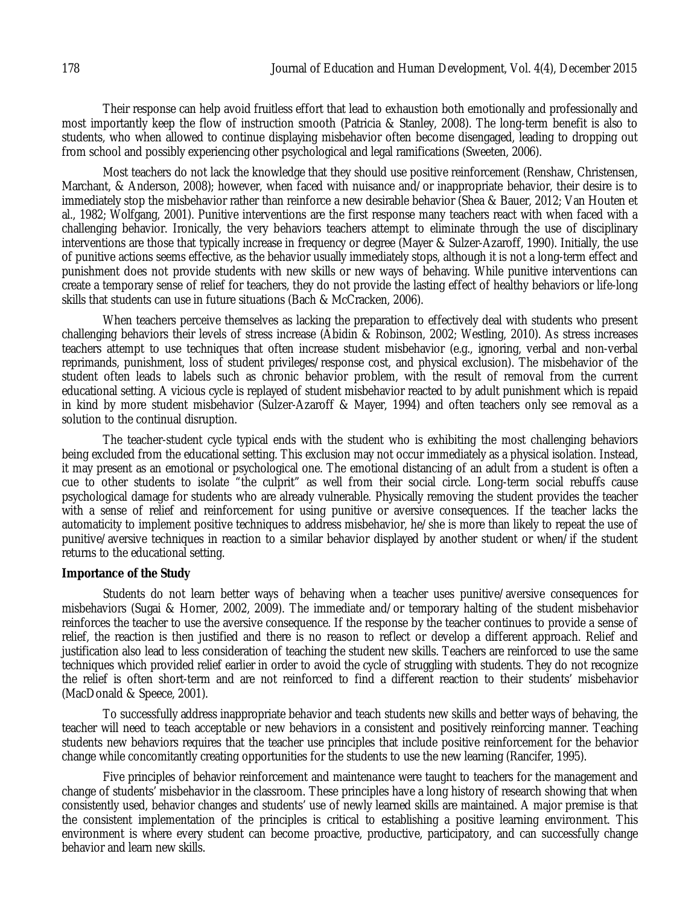Their response can help avoid fruitless effort that lead to exhaustion both emotionally and professionally and most importantly keep the flow of instruction smooth (Patricia & Stanley, 2008). The long-term benefit is also to students, who when allowed to continue displaying misbehavior often become disengaged, leading to dropping out from school and possibly experiencing other psychological and legal ramifications (Sweeten, 2006).

Most teachers do not lack the knowledge that they should use positive reinforcement (Renshaw, Christensen, Marchant, & Anderson, 2008); however, when faced with nuisance and/or inappropriate behavior, their desire is to immediately stop the misbehavior rather than reinforce a new desirable behavior (Shea & Bauer, 2012; Van Houten et al., 1982; Wolfgang, 2001). Punitive interventions are the first response many teachers react with when faced with a challenging behavior. Ironically, the very behaviors teachers attempt to eliminate through the use of disciplinary interventions are those that typically increase in frequency or degree (Mayer & Sulzer-Azaroff, 1990). Initially, the use of punitive actions seems effective, as the behavior usually immediately stops, although it is not a long-term effect and punishment does not provide students with new skills or new ways of behaving. While punitive interventions can create a temporary sense of relief for teachers, they do not provide the lasting effect of healthy behaviors or life-long skills that students can use in future situations (Bach & McCracken, 2006).

When teachers perceive themselves as lacking the preparation to effectively deal with students who present challenging behaviors their levels of stress increase (Abidin & Robinson, 2002; Westling, 2010). As stress increases teachers attempt to use techniques that often increase student misbehavior (e.g., ignoring, verbal and non-verbal reprimands, punishment, loss of student privileges/response cost, and physical exclusion). The misbehavior of the student often leads to labels such as chronic behavior problem, with the result of removal from the current educational setting. A vicious cycle is replayed of student misbehavior reacted to by adult punishment which is repaid in kind by more student misbehavior (Sulzer-Azaroff & Mayer, 1994) and often teachers only see removal as a solution to the continual disruption.

The teacher-student cycle typical ends with the student who is exhibiting the most challenging behaviors being excluded from the educational setting. This exclusion may not occur immediately as a physical isolation. Instead, it may present as an emotional or psychological one. The emotional distancing of an adult from a student is often a cue to other students to isolate "the culprit" as well from their social circle. Long-term social rebuffs cause psychological damage for students who are already vulnerable. Physically removing the student provides the teacher with a sense of relief and reinforcement for using punitive or aversive consequences. If the teacher lacks the automaticity to implement positive techniques to address misbehavior, he/she is more than likely to repeat the use of punitive/aversive techniques in reaction to a similar behavior displayed by another student or when/if the student returns to the educational setting.

**Importance of the Study**

Students do not learn better ways of behaving when a teacher uses punitive/aversive consequences for misbehaviors (Sugai & Horner, 2002, 2009). The immediate and/or temporary halting of the student misbehavior reinforces the teacher to use the aversive consequence. If the response by the teacher continues to provide a sense of relief, the reaction is then justified and there is no reason to reflect or develop a different approach. Relief and justification also lead to less consideration of teaching the student new skills. Teachers are reinforced to use the same techniques which provided relief earlier in order to avoid the cycle of struggling with students. They do not recognize the relief is often short-term and are not reinforced to find a different reaction to their students' misbehavior (MacDonald & Speece, 2001).

To successfully address inappropriate behavior and teach students new skills and better ways of behaving, the teacher will need to teach acceptable or new behaviors in a consistent and positively reinforcing manner. Teaching students new behaviors requires that the teacher use principles that include positive reinforcement for the behavior change while concomitantly creating opportunities for the students to use the new learning (Rancifer, 1995).

Five principles of behavior reinforcement and maintenance were taught to teachers for the management and change of students' misbehavior in the classroom. These principles have a long history of research showing that when consistently used, behavior changes and students' use of newly learned skills are maintained. A major premise is that the consistent implementation of the principles is critical to establishing a positive learning environment. This environment is where every student can become proactive, productive, participatory, and can successfully change behavior and learn new skills.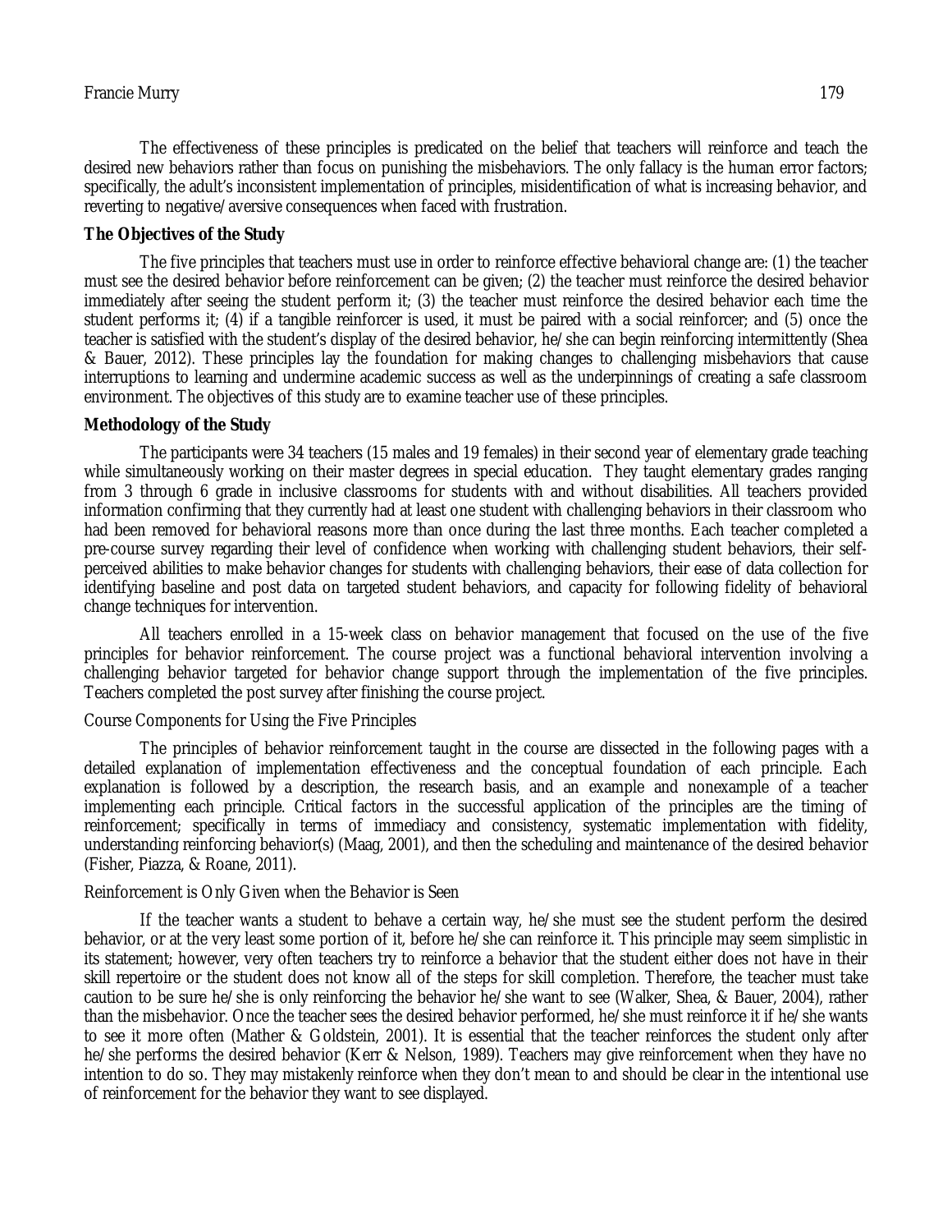The effectiveness of these principles is predicated on the belief that teachers will reinforce and teach the desired new behaviors rather than focus on punishing the misbehaviors. The only fallacy is the human error factors; specifically, the adult's inconsistent implementation of principles, misidentification of what is increasing behavior, and reverting to negative/aversive consequences when faced with frustration.

## The Objectives of the Study

The five principles that teachers must use in order to reinforce effective behavioral change are: (1) the teacher must see the desired behavior before reinforcement can be given; (2) the teacher must reinforce the desired behavior immediately after seeing the student perform it; (3) the teacher must reinforce the desired behavior each time the student performs it; (4) if a tangible reinforcer is used, it must be paired with a social reinforcer; and (5) once the teacher is satisfied with the student's display of the desired behavior, he/she can begin reinforcing intermittently (Shea & Bauer, 2012). These principles lay the foundation for making changes to challenging misbehaviors that cause interruptions to learning and undermine academic success as well as the underpinnings of creating a safe classroom environment. The objectives of this study are to examine teacher use of these principles.

## Methodology of the Study

The participants were 34 teachers (15 males and 19 females) in their second year of elementary grade teaching while simultaneously working on their master degrees in special education. They taught elementary grades ranging from 3 through 6 grade in inclusive classrooms for students with and without disabilities. All teachers provided information confirming that they currently had at least one student with challenging behaviors in their classroom who had been removed for behavioral reasons more than once during the last three months. Each teacher completed a pre-course survey regarding their level of confidence when working with challenging student behaviors, their self-perceived abilities to make behavior changes for students with challenging behaviors, their ease of data collection for identifying baseline and post data on targeted student behaviors, and capacity for following fidelity of behavioral change techniques for intervention.

All teachers enrolled in a 15-week class on behavior management that focused on the use of the five principles for behavior reinforcement. The course project was a functional behavioral intervention involving a challenging behavior targeted for behavior change support through the implementation of the five principles. Teachers completed the post survey after finishing the course project.

### Course Components for Using the Five Principles

The principles of behavior reinforcement taught in the course are dissected in the following pages with a detailed explanation of implementation effectiveness and the conceptual foundation of each principle. Each explanation is followed by a description, the research basis, and an example and nonexample of a teacher implementing each principle. Critical factors in the successful application of the principles are the timing of reinforcement; specifically in terms of immediacy and consistency, systematic implementation with fidelity, understanding reinforcing behavior(s) (Maag, 2001), and then the scheduling and maintenance of the desired behavior (Fisher, Piazza, & Roane, 2011).

### Reinforcement is Only Given when the Behavior is Seen

If the teacher wants a student to behave a certain way, he/she must see the student perform the desired behavior, or at the very least some portion of it, before he/she can reinforce it. This principle may seem simplistic in its statement; however, very often teachers try to reinforce a behavior that the student either does not have in their skill repertoire or the student does not know all of the steps for skill completion. Therefore, the teacher must take caution to be sure he/she is only reinforcing the behavior he/she want to see (Walker, Shea, & Bauer, 2004), rather than the misbehavior. Once the teacher sees the desired behavior performed, he/she must reinforce it if he/she wants to see it more often (Mather & Goldstein, 2001). It is essential that the teacher reinforces the student only after he/she performs the desired behavior (Kerr & Nelson, 1989). Teachers may give reinforcement when they have no intention to do so. They may mistakenly reinforce when they don't mean to and should be clear in the intentional use of reinforcement for the behavior they want to see displayed.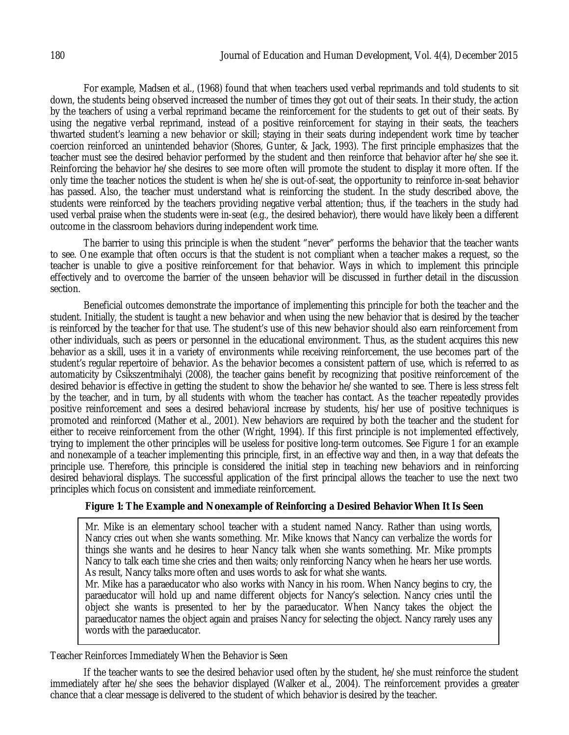For example, Madsen et al., (1968) found that when teachers used verbal reprimands and told students to sit down, the students being observed increased the number of times they got out of their seats. In their study, the action by the teachers of using a verbal reprimand became the reinforcement for the students to get out of their seats. By using the negative verbal reprimand, instead of a positive reinforcement for staying in their seats, the teachers thwarted student's learning a new behavior or skill; staying in their seats during independent work time by teacher coercion reinforced an unintended behavior (Shores, Gunter, & Jack, 1993). The first principle emphasizes that the teacher must see the desired behavior performed by the student and then reinforce that behavior after he/she see it. Reinforcing the behavior he/she desires to see more often will promote the student to display it more often. If the only time the teacher notices the student is when he/she is out-of-seat, the opportunity to reinforce in-seat behavior has passed. Also, the teacher must understand what is reinforcing the student. In the study described above, the students were reinforced by the teachers providing negative verbal attention; thus, if the teachers in the study had used verbal praise when the students were in-seat (e.g., the desired behavior), there would have likely been a different outcome in the classroom behaviors during independent work time.

The barrier to using this principle is when the student "never" performs the behavior that the teacher wants to see. One example that often occurs is that the student is not compliant when a teacher makes a request, so the teacher is unable to give a positive reinforcement for that behavior. Ways in which to implement this principle effectively and to overcome the barrier of the unseen behavior will be discussed in further detail in the discussion section.

Beneficial outcomes demonstrate the importance of implementing this principle for both the teacher and the student. Initially, the student is taught a new behavior and when using the new behavior that is desired by the teacher is reinforced by the teacher for that use. The student's use of this new behavior should also earn reinforcement from other individuals, such as peers or personnel in the educational environment. Thus, as the student acquires this new behavior as a skill, uses it in a variety of environments while receiving reinforcement, the use becomes part of the student's regular repertoire of behavior. As the behavior becomes a consistent pattern of use, which is referred to as automaticity by Csikszentmihalyi (2008), the teacher gains benefit by recognizing that positive reinforcement of the desired behavior is effective in getting the student to show the behavior he/she wanted to see. There is less stress felt by the teacher, and in turn, by all students with whom the teacher has contact. As the teacher repeatedly provides positive reinforcement and sees a desired behavioral increase by students, his/her use of positive techniques is promoted and reinforced (Mather et al., 2001). New behaviors are required by both the teacher and the student for either to receive reinforcement from the other (Wright, 1994). If this first principle is not implemented effectively, trying to implement the other principles will be useless for positive long-term outcomes. See Figure 1 for an example and nonexample of a teacher implementing this principle, first, in an effective way and then, in a way that defeats the principle use. Therefore, this principle is considered the initial step in teaching new behaviors and in reinforcing desired behavioral displays. The successful application of the first principal allows the teacher to use the next two principles which focus on consistent and immediate reinforcement.

**Figure 1: The Example and Nonexample of Reinforcing a Desired Behavior When It Is Seen**

Mr. Mike is an elementary school teacher with a student named Nancy. Rather than using words, Nancy cries out when she wants something. Mr. Mike knows that Nancy can verbalize the words for things she wants and he desires to hear Nancy talk when she wants something. Mr. Mike prompts Nancy to talk each time she cries and then waits; only reinforcing Nancy when he hears her use words. As result, Nancy talks more often and uses words to ask for what she wants.

Mr. Mike has a paraeducator who also works with Nancy in his room. When Nancy begins to cry, the paraeducator will hold up and name different objects for Nancy's selection. Nancy cries until the object she wants is presented to her by the paraeducator. When Nancy takes the object the paraeducator names the object again and praises Nancy for selecting the object. Nancy rarely uses any words with the paraeducator.

Teacher Reinforces Immediately When the Behavior is Seen

If the teacher wants to see the desired behavior used often by the student, he/she must reinforce the student immediately after he/she sees the behavior displayed (Walker et al., 2004). The reinforcement provides a greater chance that a clear message is delivered to the student of which behavior is desired by the teacher.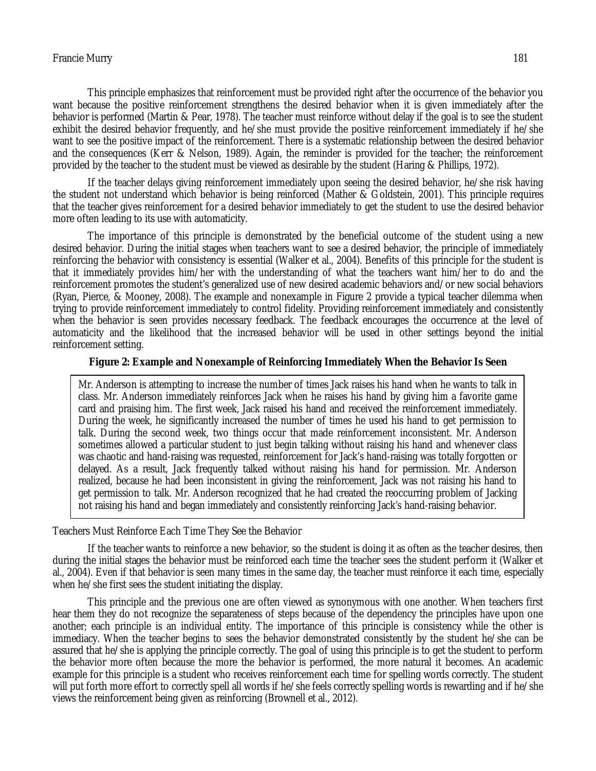This principle emphasizes that reinforcement must be provided right after the occurrence of the behavior you want because the positive reinforcement strengthens the desired behavior when it is given immediately after the behavior is performed (Martin & Pear, 1978). The teacher must reinforce without delay if the goal is to see the student exhibit the desired behavior frequently, and he/she must provide the positive reinforcement immediately if he/she want to see the positive impact of the reinforcement. There is a systematic relationship between the desired behavior and the consequences (Kerr & Nelson, 1989). Again, the reminder is provided for the teacher; the reinforcement provided by the teacher to the student must be viewed as desirable by the student (Haring & Phillips, 1972).

If the teacher delays giving reinforcement immediately upon seeing the desired behavior, he/she risk having the student not understand which behavior is being reinforced (Mather & Goldstein, 2001). This principle requires that the teacher gives reinforcement for a desired behavior immediately to get the student to use the desired behavior more often leading to its use with automaticity.

The importance of this principle is demonstrated by the beneficial outcome of the student using a new desired behavior. During the initial stages when teachers want to see a desired behavior, the principle of immediately reinforcing the behavior with consistency is essential (Walker et al., 2004). Benefits of this principle for the student is that it immediately provides him/her with the understanding of what the teachers want him/her to do and the reinforcement promotes the student's generalized use of new desired academic behaviors and/or new social behaviors (Ryan, Pierce, & Mooney, 2008). The example and nonexample in Figure 2 provide a typical teacher dilemma when trying to provide reinforcement immediately to control fidelity. Providing reinforcement immediately and consistently when the behavior is seen provides necessary feedback. The feedback encourages the occurrence at the level of automaticity and the likelihood that the increased behavior will be used in other settings beyond the initial reinforcement setting.

**Figure 2: Example and Nonexample of Reinforcing Immediately When the Behavior Is Seen**

Mr. Anderson is attempting to increase the number of times Jack raises his hand when he wants to talk in class. Mr. Anderson immediately reinforces Jack when he raises his hand by giving him a favorite game card and praising him. The first week, Jack raised his hand and received the reinforcement immediately. During the week, he significantly increased the number of times he used his hand to get permission to talk. During the second week, two things occur that made reinforcement inconsistent. Mr. Anderson sometimes allowed a particular student to just begin talking without raising his hand and whenever class was chaotic and hand-raising was requested, reinforcement for Jack's hand-raising was totally forgotten or delayed. As a result, Jack frequently talked without raising his hand for permission. Mr. Anderson realized, because he had been inconsistent in giving the reinforcement, Jack was not raising his hand to get permission to talk. Mr. Anderson recognized that he had created the reoccurring problem of Jacking not raising his hand and began immediately and consistently reinforcing Jack's hand-raising behavior.

### Teachers Must Reinforce Each Time They See the Behavior

If the teacher wants to reinforce a new behavior, so the student is doing it as often as the teacher desires, then during the initial stages the behavior must be reinforced each time the teacher sees the student perform it (Walker et al., 2004). Even if that behavior is seen many times in the same day, the teacher must reinforce it each time, especially when he/she first sees the student initiating the display.

This principle and the previous one are often viewed as synonymous with one another. When teachers first hear them they do not recognize the separateness of steps because of the dependency the principles have upon one another; each principle is an individual entity. The importance of this principle is consistency while the other is immediacy. When the teacher begins to sees the behavior demonstrated consistently by the student he/she can be assured that he/she is applying the principle correctly. The goal of using this principle is to get the student to perform the behavior more often because the more the behavior is performed, the more natural it becomes. An academic example for this principle is a student who receives reinforcement each time for spelling words correctly. The student will put forth more effort to correctly spell all words if he/she feels correctly spelling words is rewarding and if he/she views the reinforcement being given as reinforcing (Brownell et al., 2012).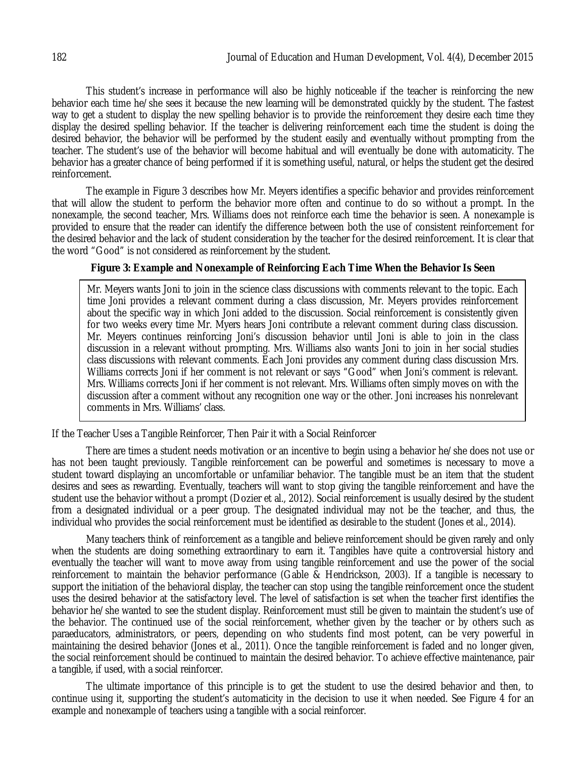This student's increase in performance will also be highly noticeable if the teacher is reinforcing the new behavior each time he/she sees it because the new learning will be demonstrated quickly by the student. The fastest way to get a student to display the new spelling behavior is to provide the reinforcement they desire each time they display the desired spelling behavior. If the teacher is delivering reinforcement each time the student is doing the desired behavior, the behavior will be performed by the student easily and eventually without prompting from the teacher. The student's use of the behavior will become habitual and will eventually be done with automaticity. The behavior has a greater chance of being performed if it is something useful, natural, or helps the student get the desired reinforcement.

The example in Figure 3 describes how Mr. Meyers identifies a specific behavior and provides reinforcement that will allow the student to perform the behavior more often and continue to do so without a prompt. In the nonexample, the second teacher, Mrs. Williams does not reinforce each time the behavior is seen. A nonexample is provided to ensure that the reader can identify the difference between both the use of consistent reinforcement for the desired behavior and the lack of student consideration by the teacher for the desired reinforcement. It is clear that the word "Good" is not considered as reinforcement by the student.

**Figure 3: Example and Nonexample of Reinforcing Each Time When the Behavior Is Seen**

> Mr. Meyers wants Joni to join in the science class discussions with comments relevant to the topic. Each time Joni provides a relevant comment during a class discussion, Mr. Meyers provides reinforcement about the specific way in which Joni added to the discussion. Social reinforcement is consistently given for two weeks every time Mr. Myers hears Joni contribute a relevant comment during class discussion. Mr. Meyers continues reinforcing Joni's discussion behavior until Joni is able to join in the class discussion in a relevant without prompting. Mrs. Williams also wants Joni to join in her social studies class discussions with relevant comments. Each Joni provides any comment during class discussion Mrs. Williams corrects Joni if her comment is not relevant or says "Good" when Joni's comment is relevant. Mrs. Williams corrects Joni if her comment is not relevant. Mrs. Williams often simply moves on with the discussion after a comment without any recognition one way or the other. Joni increases his nonrelevant comments in Mrs. Williams' class.

## If the Teacher Uses a Tangible Reinforcer, Then Pair it with a Social Reinforcer

There are times a student needs motivation or an incentive to begin using a behavior he/she does not use or has not been taught previously. Tangible reinforcement can be powerful and sometimes is necessary to move a student toward displaying an uncomfortable or unfamiliar behavior. The tangible must be an item that the student desires and sees as rewarding. Eventually, teachers will want to stop giving the tangible reinforcement and have the student use the behavior without a prompt (Dozier et al., 2012). Social reinforcement is usually desired by the student from a designated individual or a peer group. The designated individual may not be the teacher, and thus, the individual who provides the social reinforcement must be identified as desirable to the student (Jones et al., 2014).

Many teachers think of reinforcement as a tangible and believe reinforcement should be given rarely and only when the students are doing something extraordinary to earn it. Tangibles have quite a controversial history and eventually the teacher will want to move away from using tangible reinforcement and use the power of the social reinforcement to maintain the behavior performance (Gable & Hendrickson, 2003). If a tangible is necessary to support the initiation of the behavioral display, the teacher can stop using the tangible reinforcement once the student uses the desired behavior at the satisfactory level. The level of satisfaction is set when the teacher first identifies the behavior he/she wanted to see the student display. Reinforcement must still be given to maintain the student's use of the behavior. The continued use of the social reinforcement, whether given by the teacher or by others such as paraeducators, administrators, or peers, depending on who students find most potent, can be very powerful in maintaining the desired behavior (Jones et al., 2011). Once the tangible reinforcement is faded and no longer given, the social reinforcement should be continued to maintain the desired behavior. To achieve effective maintenance, pair a tangible, if used, with a social reinforcer.

The ultimate importance of this principle is to get the student to use the desired behavior and then, to continue using it, supporting the student's automaticity in the decision to use it when needed. See Figure 4 for an example and nonexample of teachers using a tangible with a social reinforcer.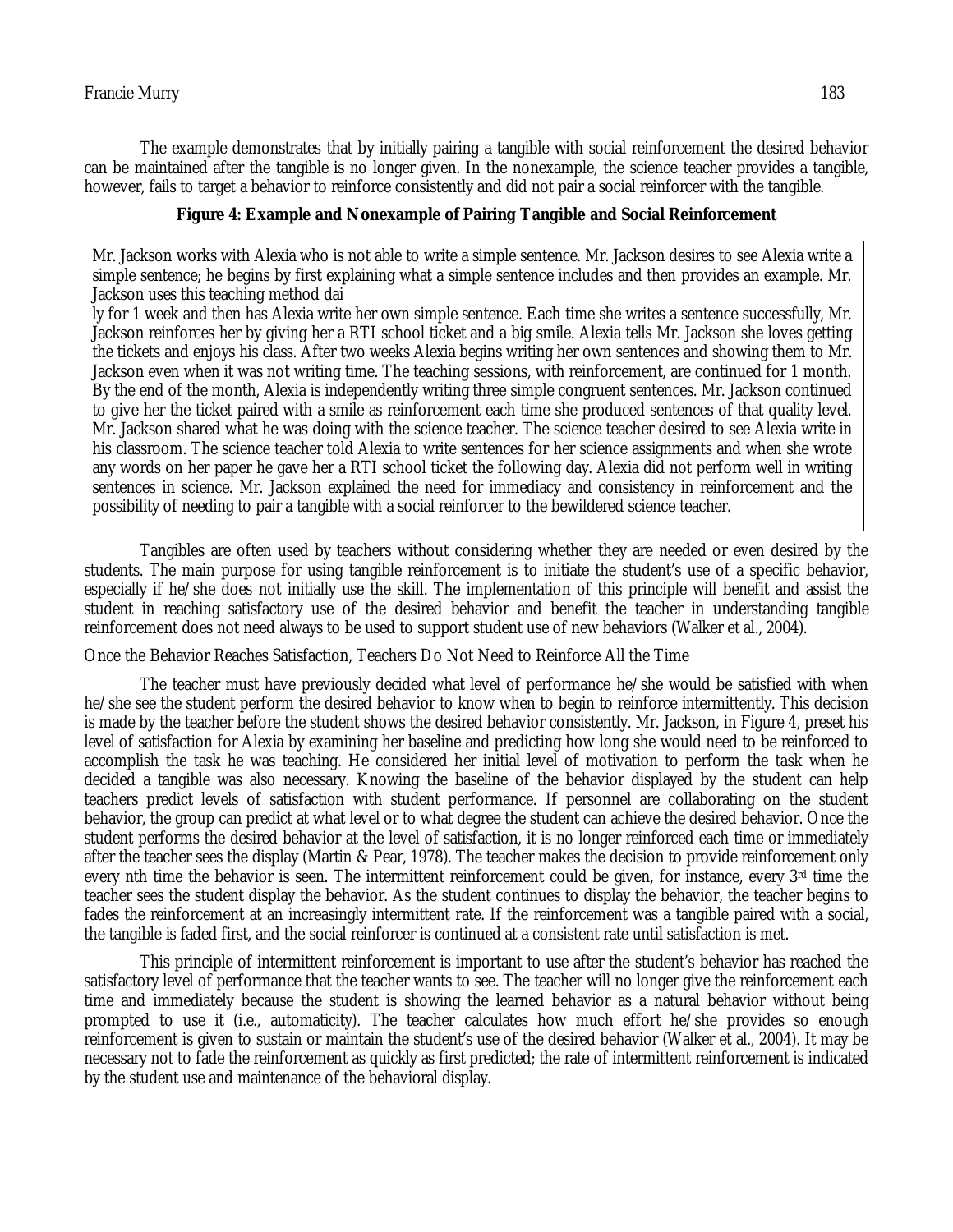The example demonstrates that by initially pairing a tangible with social reinforcement the desired behavior can be maintained after the tangible is no longer given. In the nonexample, the science teacher provides a tangible, however, fails to target a behavior to reinforce consistently and did not pair a social reinforcer with the tangible.

**Figure 4: Example and Nonexample of Pairing Tangible and Social Reinforcement**

> Mr. Jackson works with Alexia who is not able to write a simple sentence. Mr. Jackson desires to see Alexia write a simple sentence; he begins by first explaining what a simple sentence includes and then provides an example. Mr. Jackson uses this teaching method dai
> ly for 1 week and then has Alexia write her own simple sentence. Each time she writes a sentence successfully, Mr. Jackson reinforces her by giving her a RTI school ticket and a big smile. Alexia tells Mr. Jackson she loves getting the tickets and enjoys his class. After two weeks Alexia begins writing her own sentences and showing them to Mr. Jackson even when it was not writing time. The teaching sessions, with reinforcement, are continued for 1 month. By the end of the month, Alexia is independently writing three simple congruent sentences. Mr. Jackson continued to give her the ticket paired with a smile as reinforcement each time she produced sentences of that quality level. Mr. Jackson shared what he was doing with the science teacher. The science teacher desired to see Alexia write in his classroom. The science teacher told Alexia to write sentences for her science assignments and when she wrote any words on her paper he gave her a RTI school ticket the following day. Alexia did not perform well in writing sentences in science. Mr. Jackson explained the need for immediacy and consistency in reinforcement and the possibility of needing to pair a tangible with a social reinforcer to the bewildered science teacher.

Tangibles are often used by teachers without considering whether they are needed or even desired by the students. The main purpose for using tangible reinforcement is to initiate the student's use of a specific behavior, especially if he/she does not initially use the skill. The implementation of this principle will benefit and assist the student in reaching satisfactory use of the desired behavior and benefit the teacher in understanding tangible reinforcement does not need always to be used to support student use of new behaviors (Walker et al., 2004).

### Once the Behavior Reaches Satisfaction, Teachers Do Not Need to Reinforce All the Time

The teacher must have previously decided what level of performance he/she would be satisfied with when he/she see the student perform the desired behavior to know when to begin to reinforce intermittently. This decision is made by the teacher before the student shows the desired behavior consistently. Mr. Jackson, in Figure 4, preset his level of satisfaction for Alexia by examining her baseline and predicting how long she would need to be reinforced to accomplish the task he was teaching. He considered her initial level of motivation to perform the task when he decided a tangible was also necessary. Knowing the baseline of the behavior displayed by the student can help teachers predict levels of satisfaction with student performance. If personnel are collaborating on the student behavior, the group can predict at what level or to what degree the student can achieve the desired behavior. Once the student performs the desired behavior at the level of satisfaction, it is no longer reinforced each time or immediately after the teacher sees the display (Martin & Pear, 1978). The teacher makes the decision to provide reinforcement only every nth time the behavior is seen. The intermittent reinforcement could be given, for instance, every 3rd time the teacher sees the student display the behavior. As the student continues to display the behavior, the teacher begins to fades the reinforcement at an increasingly intermittent rate. If the reinforcement was a tangible paired with a social, the tangible is faded first, and the social reinforcer is continued at a consistent rate until satisfaction is met.

This principle of intermittent reinforcement is important to use after the student's behavior has reached the satisfactory level of performance that the teacher wants to see. The teacher will no longer give the reinforcement each time and immediately because the student is showing the learned behavior as a natural behavior without being prompted to use it (i.e., automaticity). The teacher calculates how much effort he/she provides so enough reinforcement is given to sustain or maintain the student's use of the desired behavior (Walker et al., 2004). It may be necessary not to fade the reinforcement as quickly as first predicted; the rate of intermittent reinforcement is indicated by the student use and maintenance of the behavioral display.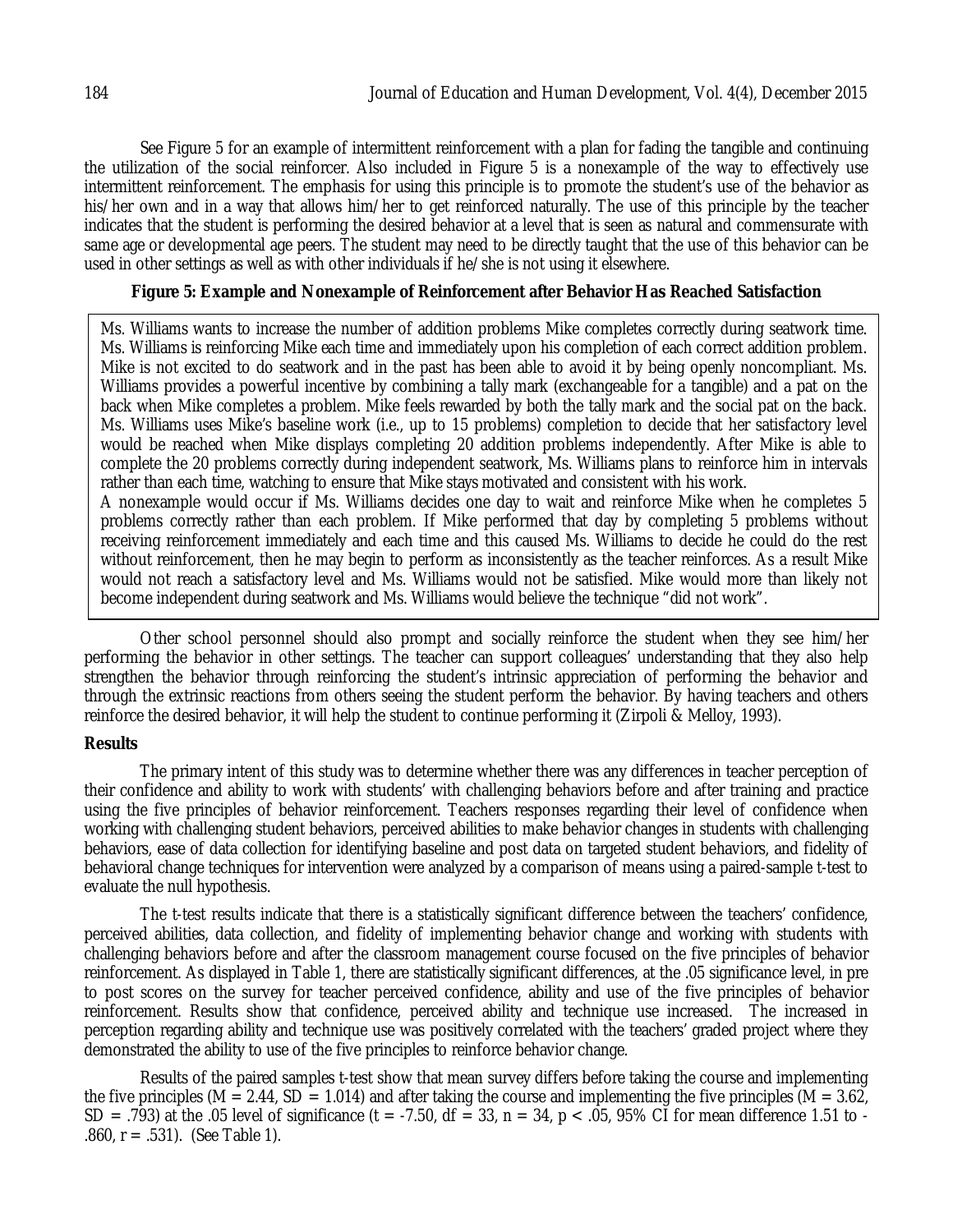See Figure 5 for an example of intermittent reinforcement with a plan for fading the tangible and continuing the utilization of the social reinforcer. Also included in Figure 5 is a nonexample of the way to effectively use intermittent reinforcement. The emphasis for using this principle is to promote the student's use of the behavior as his/her own and in a way that allows him/her to get reinforced naturally. The use of this principle by the teacher indicates that the student is performing the desired behavior at a level that is seen as natural and commensurate with same age or developmental age peers. The student may need to be directly taught that the use of this behavior can be used in other settings as well as with other individuals if he/she is not using it elsewhere.

**Figure 5: Example and Nonexample of Reinforcement after Behavior Has Reached Satisfaction**

Ms. Williams wants to increase the number of addition problems Mike completes correctly during seatwork time. Ms. Williams is reinforcing Mike each time and immediately upon his completion of each correct addition problem. Mike is not excited to do seatwork and in the past has been able to avoid it by being openly noncompliant. Ms. Williams provides a powerful incentive by combining a tally mark (exchangeable for a tangible) and a pat on the back when Mike completes a problem. Mike feels rewarded by both the tally mark and the social pat on the back. Ms. Williams uses Mike's baseline work (i.e., up to 15 problems) completion to decide that her satisfactory level would be reached when Mike displays completing 20 addition problems independently. After Mike is able to complete the 20 problems correctly during independent seatwork, Ms. Williams plans to reinforce him in intervals rather than each time, watching to ensure that Mike stays motivated and consistent with his work.
A nonexample would occur if Ms. Williams decides one day to wait and reinforce Mike when he completes 5 problems correctly rather than each problem. If Mike performed that day by completing 5 problems without receiving reinforcement immediately and each time and this caused Ms. Williams to decide he could do the rest without reinforcement, then he may begin to perform as inconsistently as the teacher reinforces. As a result Mike would not reach a satisfactory level and Ms. Williams would not be satisfied. Mike would more than likely not become independent during seatwork and Ms. Williams would believe the technique "did not work".

Other school personnel should also prompt and socially reinforce the student when they see him/her performing the behavior in other settings. The teacher can support colleagues' understanding that they also help strengthen the behavior through reinforcing the student's intrinsic appreciation of performing the behavior and through the extrinsic reactions from others seeing the student perform the behavior. By having teachers and others reinforce the desired behavior, it will help the student to continue performing it (Zirpoli & Melloy, 1993).

## Results

The primary intent of this study was to determine whether there was any differences in teacher perception of their confidence and ability to work with students' with challenging behaviors before and after training and practice using the five principles of behavior reinforcement. Teachers responses regarding their level of confidence when working with challenging student behaviors, perceived abilities to make behavior changes in students with challenging behaviors, ease of data collection for identifying baseline and post data on targeted student behaviors, and fidelity of behavioral change techniques for intervention were analyzed by a comparison of means using a paired-sample t-test to evaluate the null hypothesis.

The t-test results indicate that there is a statistically significant difference between the teachers' confidence, perceived abilities, data collection, and fidelity of implementing behavior change and working with students with challenging behaviors before and after the classroom management course focused on the five principles of behavior reinforcement. As displayed in Table 1, there are statistically significant differences, at the .05 significance level, in pre to post scores on the survey for teacher perceived confidence, ability and use of the five principles of behavior reinforcement. Results show that confidence, perceived ability and technique use increased. The increased in perception regarding ability and technique use was positively correlated with the teachers' graded project where they demonstrated the ability to use of the five principles to reinforce behavior change.

Results of the paired samples t-test show that mean survey differs before taking the course and implementing the five principles ($M = 2.44$, $SD = 1.014$) and after taking the course and implementing the five principles ($M = 3.62$, $SD = .793$) at the .05 level of significance ($t = -7.50$, $df = 33$, $n = 34$, $p < .05$, 95% CI for mean difference 1.51 to -.860, $r = .531$). (See Table 1).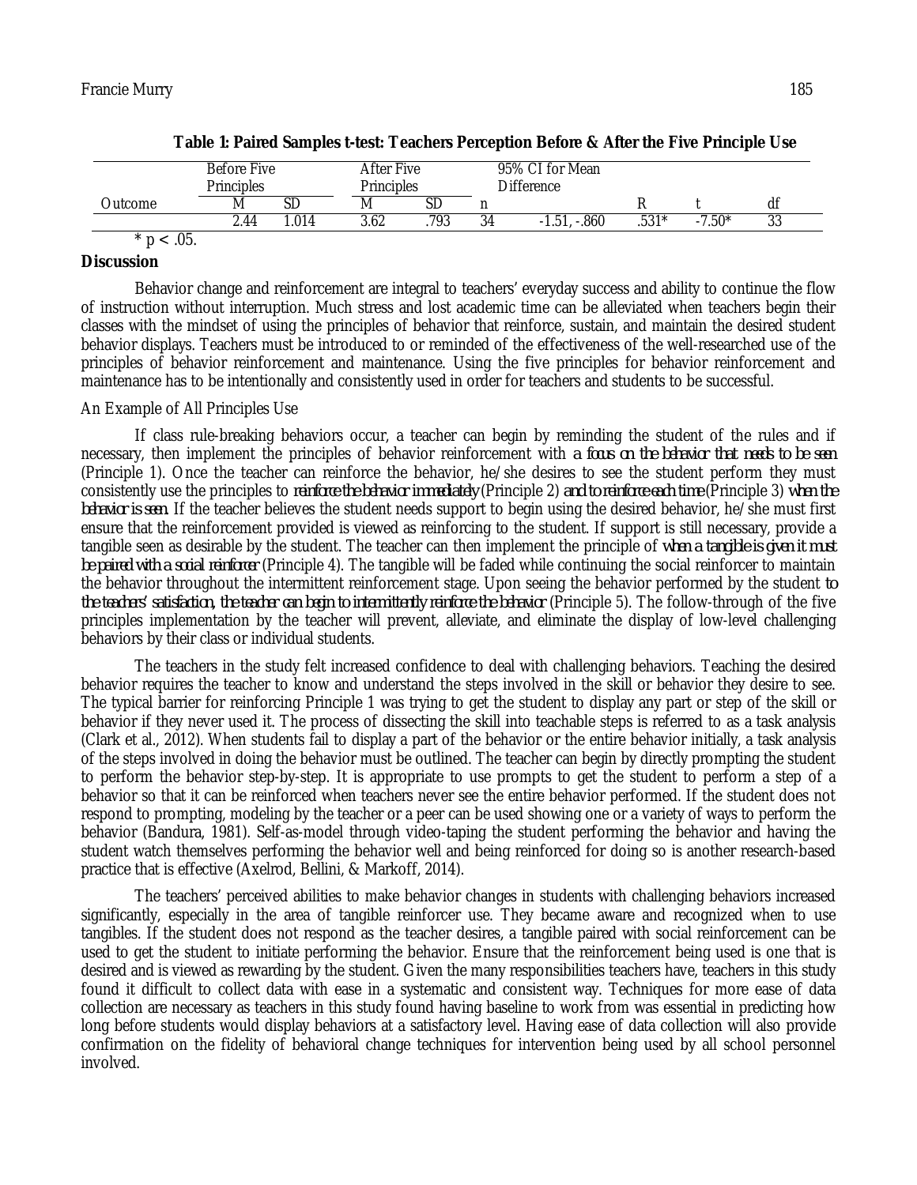**Table 1: Paired Samples t-test: Teachers Perception Before & After the Five Principle Use**

| | Before Five Principles | | After Five Principles | | | 95% CI for Mean Difference | | | |
|---|---|---|---|---|---|---|---|---|---|
| Outcome | M | SD | M | SD | n | | R | t | df |
| | 2.44 | 1.014 | 3.62 | .793 | 34 | -1.51, -.860 | .531* | -7.50* | 33 |

* $p < .05$.

**Discussion**

Behavior change and reinforcement are integral to teachers' everyday success and ability to continue the flow of instruction without interruption. Much stress and lost academic time can be alleviated when teachers begin their classes with the mindset of using the principles of behavior that reinforce, sustain, and maintain the desired student behavior displays. Teachers must be introduced to or reminded of the effectiveness of the well-researched use of the principles of behavior reinforcement and maintenance. Using the five principles for behavior reinforcement and maintenance has to be intentionally and consistently used in order for teachers and students to be successful.

An Example of All Principles Use

If class rule-breaking behaviors occur, a teacher can begin by reminding the student of the rules and if necessary, then implement the principles of behavior reinforcement with *a focus on the behavior that needs to be seen* (Principle 1). Once the teacher can reinforce the behavior, he/she desires to see the student perform they must consistently use the principles to *reinforce the behavior immediately* (Principle 2) *and to reinforce each time* (Principle 3) *when the behavior is seen*. If the teacher believes the student needs support to begin using the desired behavior, he/she must first ensure that the reinforcement provided is viewed as reinforcing to the student. If support is still necessary, provide a tangible seen as desirable by the student. The teacher can then implement the principle of *when a tangible is given it must be paired with a social reinforcer* (Principle 4). The tangible will be faded while continuing the social reinforcer to maintain the behavior throughout the intermittent reinforcement stage. Upon seeing the behavior performed by the student *to the teachers' satisfaction, the teacher can begin to intermittently reinforce the behavior* (Principle 5). The follow-through of the five principles implementation by the teacher will prevent, alleviate, and eliminate the display of low-level challenging behaviors by their class or individual students.

The teachers in the study felt increased confidence to deal with challenging behaviors. Teaching the desired behavior requires the teacher to know and understand the steps involved in the skill or behavior they desire to see. The typical barrier for reinforcing Principle 1 was trying to get the student to display any part or step of the skill or behavior if they never used it. The process of dissecting the skill into teachable steps is referred to as a task analysis (Clark et al., 2012). When students fail to display a part of the behavior or the entire behavior initially, a task analysis of the steps involved in doing the behavior must be outlined. The teacher can begin by directly prompting the student to perform the behavior step-by-step. It is appropriate to use prompts to get the student to perform a step of a behavior so that it can be reinforced when teachers never see the entire behavior performed. If the student does not respond to prompting, modeling by the teacher or a peer can be used showing one or a variety of ways to perform the behavior (Bandura, 1981). Self-as-model through video-taping the student performing the behavior and having the student watch themselves performing the behavior well and being reinforced for doing so is another research-based practice that is effective (Axelrod, Bellini, & Markoff, 2014).

The teachers' perceived abilities to make behavior changes in students with challenging behaviors increased significantly, especially in the area of tangible reinforcer use. They became aware and recognized when to use tangibles. If the student does not respond as the teacher desires, a tangible paired with social reinforcement can be used to get the student to initiate performing the behavior. Ensure that the reinforcement being used is one that is desired and is viewed as rewarding by the student. Given the many responsibilities teachers have, teachers in this study found it difficult to collect data with ease in a systematic and consistent way. Techniques for more ease of data collection are necessary as teachers in this study found having baseline to work from was essential in predicting how long before students would display behaviors at a satisfactory level. Having ease of data collection will also provide confirmation on the fidelity of behavioral change techniques for intervention being used by all school personnel involved.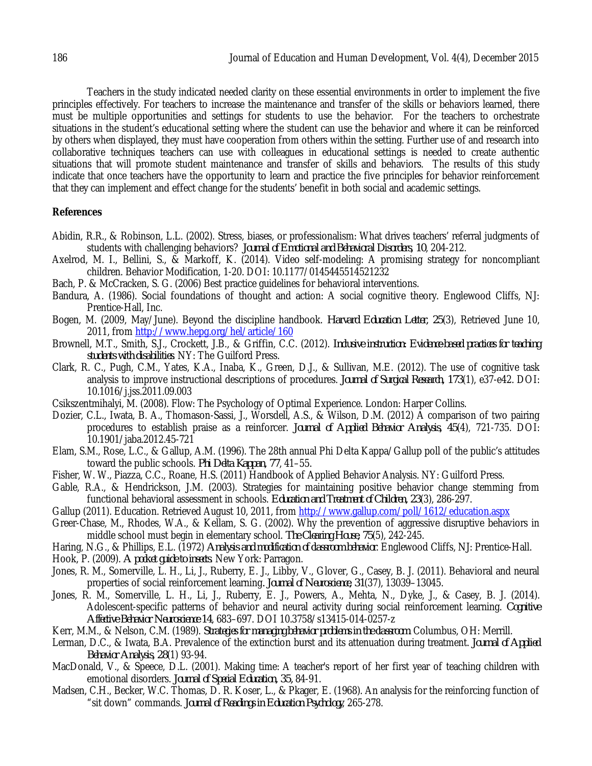Teachers in the study indicated needed clarity on these essential environments in order to implement the five principles effectively. For teachers to increase the maintenance and transfer of the skills or behaviors learned, there must be multiple opportunities and settings for students to use the behavior. For the teachers to orchestrate situations in the student's educational setting where the student can use the behavior and where it can be reinforced by others when displayed, they must have cooperation from others within the setting. Further use of and research into collaborative techniques teachers can use with colleagues in educational settings is needed to create authentic situations that will promote student maintenance and transfer of skills and behaviors. The results of this study indicate that once teachers have the opportunity to learn and practice the five principles for behavior reinforcement that they can implement and effect change for the students' benefit in both social and academic settings.

## References

Abidin, R.R., & Robinson, L.L. (2002). Stress, biases, or professionalism: What drives teachers' referral judgments of students with challenging behaviors? *Journal of Emotional and Behavioral Disorders, 10*, 204-212.

Axelrod, M. I., Bellini, S., & Markoff, K. (2014). Video self-modeling: A promising strategy for noncompliant children. Behavior Modification, 1-20. DOI: 10.1177/0145445514521232

Bach, P. & McCracken, S. G. (2006) Best practice guidelines for behavioral interventions.

Bandura, A. (1986). Social foundations of thought and action: A social cognitive theory. Englewood Cliffs, NJ: Prentice-Hall, Inc.

Bogen, M. (2009, May/June). Beyond the discipline handbook. *Harvard Education Letter, 25*(3), Retrieved June 10, 2011, from http://www.hepg.org/hel/article/160

Brownell, M.T., Smith, S.J., Crockett, J.B., & Griffin, C.C. (2012). *Inclusive instruction: Evidence-based practices for teaching students with disabilities*. NY: The Guilford Press.

Clark, R. C., Pugh, C.M., Yates, K.A., Inaba, K., Green, D.J., & Sullivan, M.E. (2012). The use of cognitive task analysis to improve instructional descriptions of procedures. *Journal of Surgical Research, 173*(1), e37-e42. DOI: 10.1016/j.jss.2011.09.003

Csikszentmihalyi, M. (2008). Flow: The Psychology of Optimal Experience. London: Harper Collins.

Dozier, C.L., Iwata, B. A., Thomason-Sassi, J., Worsdell, A.S., & Wilson, D.M. (2012) A comparison of two pairing procedures to establish praise as a reinforcer. *Journal of Applied Behavior Analysis, 45*(4), 721-735. DOI: 10.1901/jaba.2012.45-721

Elam, S.M., Rose, L.C., & Gallup, A.M. (1996). The 28th annual Phi Delta Kappa/Gallup poll of the public's attitudes toward the public schools. *Phi Delta Kappan, 77*, 41–55.

Fisher, W. W., Piazza, C.C., Roane, H.S. (2011) Handbook of Applied Behavior Analysis. NY: Guilford Press.

Gable, R.A., & Hendrickson, J.M. (2003). Strategies for maintaining positive behavior change stemming from functional behavioral assessment in schools. *Education and Treatment of Children, 23*(3), 286-297.

Gallup (2011). Education. Retrieved August 10, 2011, from http://www.gallup.com/poll/1612/education.aspx

Greer-Chase, M., Rhodes, W.A., & Kellam, S. G. (2002). Why the prevention of aggressive disruptive behaviors in middle school must begin in elementary school. *The Clearing House, 75*(5), 242-245.

Haring, N.G., & Phillips, E.L. (1972) *Analysis and modification of classroom behavior*. Englewood Cliffs, NJ: Prentice-Hall.

Hook, P. (2009). *A pocket guide to insects*. New York: Parragon.

Jones, R. M., Somerville, L. H., Li, J., Ruberry, E. J., Libby, V., Glover, G., Casey, B. J. (2011). Behavioral and neural properties of social reinforcement learning. *Journal of Neuroscience, 31*(37), 13039–13045.

Jones, R. M., Somerville, L. H., Li, J., Ruberry, E. J., Powers, A., Mehta, N., Dyke, J., & Casey, B. J. (2014). Adolescent-specific patterns of behavior and neural activity during social reinforcement learning. *Cognitive Affective Behavior Neuroscience 14*, 683–697. DOI 10.3758/s13415-014-0257-z

Kerr, M.M., & Nelson, C.M. (1989). *Strategies for managing behavior problems in the classroom*. Columbus, OH: Merrill.

Lerman, D.C., & Iwata, B.A. Prevalence of the extinction burst and its attenuation during treatment. *Journal of Applied Behavior Analysis, 28*(1) 93-94.

MacDonald, V., & Speece, D.L. (2001). Making time: A teacher's report of her first year of teaching children with emotional disorders. *Journal of Special Education, 35*, 84-91.

Madsen, C.H., Becker, W.C. Thomas, D. R. Koser, L., & Pkager, E. (1968). An analysis for the reinforcing function of "sit down" commands. *Journal of Readings in Education Psychology*, 265-278.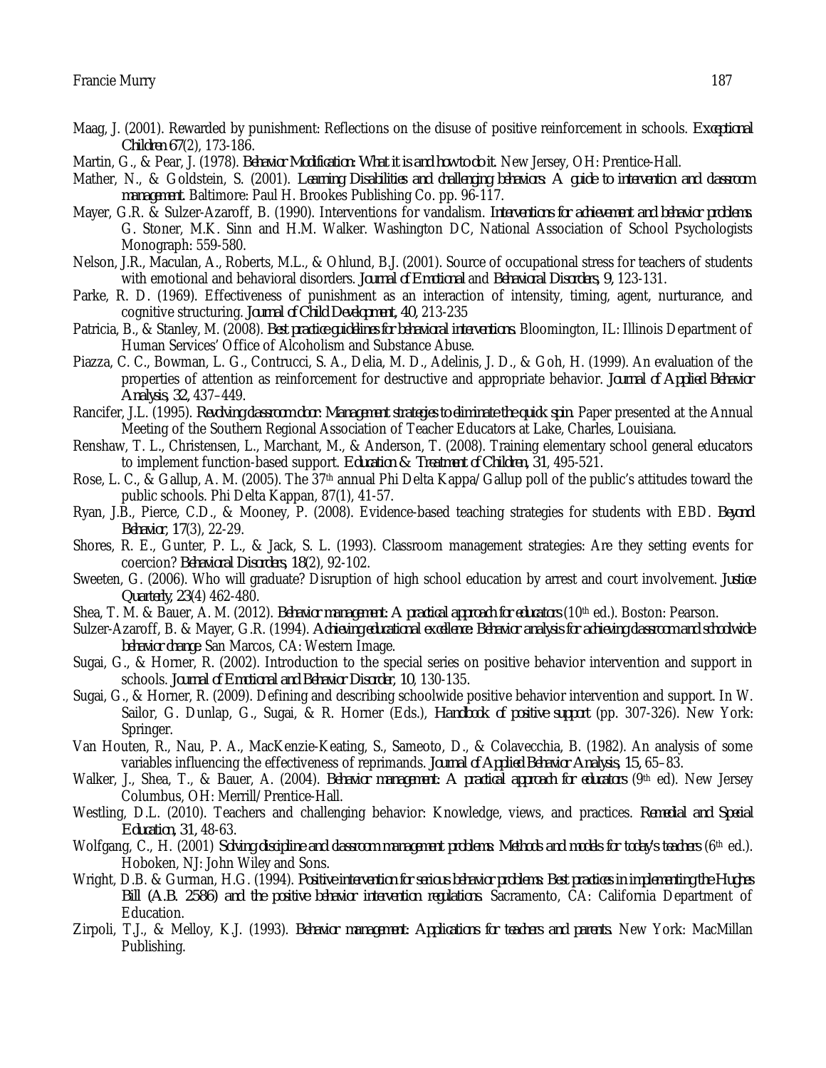Maag, J. (2001). Rewarded by punishment: Reflections on the disuse of positive reinforcement in schools. *Exceptional Children 67*(2), 173-186.

Martin, G., & Pear, J. (1978). *Behavior Modification: What it is and how to do it.* New Jersey, OH: Prentice-Hall.

Mather, N., & Goldstein, S. (2001). *Learning Disabilities and challenging behaviors: A guide to intervention and classroom management.* Baltimore: Paul H. Brookes Publishing Co. pp. 96-117.

Mayer, G.R. & Sulzer-Azaroff, B. (1990). Interventions for vandalism. *Interventions for achievement and behavior problems.* G. Stoner, M.K. Sinn and H.M. Walker. Washington DC, National Association of School Psychologists Monograph: 559-580.

Nelson, J.R., Maculan, A., Roberts, M.L., & Ohlund, B.J. (2001). Source of occupational stress for teachers of students with emotional and behavioral disorders. *Journal of Emotional* and *Behavioral Disorders, 9,* 123-131.

Parke, R. D. (1969). Effectiveness of punishment as an interaction of intensity, timing, agent, nurturance, and cognitive structuring. *Journal of Child Development, 40,* 213-235

Patricia, B., & Stanley, M. (2008). *Best practice guidelines for behavioral interventions.* Bloomington, IL: Illinois Department of Human Services' Office of Alcoholism and Substance Abuse.

Piazza, C. C., Bowman, L. G., Contrucci, S. A., Delia, M. D., Adelinis, J. D., & Goh, H. (1999). An evaluation of the properties of attention as reinforcement for destructive and appropriate behavior. *Journal of Applied Behavior Analysis, 32,* 437–449.

Rancifer, J.L. (1995). *Revolving classroom door: Management strategies to eliminate the quick spin.* Paper presented at the Annual Meeting of the Southern Regional Association of Teacher Educators at Lake, Charles, Louisiana.

Renshaw, T. L., Christensen, L., Marchant, M., & Anderson, T. (2008). Training elementary school general educators to implement function-based support. *Education & Treatment of Children, 31,* 495-521.

Rose, L. C., & Gallup, A. M. (2005). The 37th annual Phi Delta Kappa/Gallup poll of the public's attitudes toward the public schools. Phi Delta Kappan, 87(1), 41-57.

Ryan, J.B., Pierce, C.D., & Mooney, P. (2008). Evidence-based teaching strategies for students with EBD. *Beyond Behavior, 17*(3), 22-29.

Shores, R. E., Gunter, P. L., & Jack, S. L. (1993). Classroom management strategies: Are they setting events for coercion? *Behavioral Disorders, 18*(2), 92-102.

Sweeten, G. (2006). Who will graduate? Disruption of high school education by arrest and court involvement. *Justice Quarterly, 23*(4) 462-480.

Shea, T. M. & Bauer, A. M. (2012). *Behavior management: A practical approach for educators* (10th ed.). Boston: Pearson.

Sulzer-Azaroff, B. & Mayer, G.R. (1994). *Achieving educational excellence: Behavior analysis for achieving classroom and schoolwide behavior change.* San Marcos, CA: Western Image.

Sugai, G., & Horner, R. (2002). Introduction to the special series on positive behavior intervention and support in schools. *Journal of Emotional and Behavior Disorder, 10,* 130-135.

Sugai, G., & Horner, R. (2009). Defining and describing schoolwide positive behavior intervention and support. In W. Sailor, G. Dunlap, G., Sugai, & R. Horner (Eds.), *Handbook of positive support* (pp. 307-326). New York: Springer.

Van Houten, R., Nau, P. A., MacKenzie-Keating, S., Sameoto, D., & Colavecchia, B. (1982). An analysis of some variables influencing the effectiveness of reprimands. *Journal of Applied Behavior Analysis, 15,* 65–83.

Walker, J., Shea, T., & Bauer, A. (2004). *Behavior management: A practical approach for educators* (9th ed). New Jersey Columbus, OH: Merrill/Prentice-Hall.

Westling, D.L. (2010). Teachers and challenging behavior: Knowledge, views, and practices. *Remedial and Special Education, 31,* 48-63.

Wolfgang, C., H. (2001) *Solving discipline and classroom management problems: Methods and models for today's teachers* (6th ed.). Hoboken, NJ: John Wiley and Sons.

Wright, D.B. & Gurman, H.G. (1994). *Positive intervention for serious behavior problems: Best practices in implementing the Hughes Bill (A.B. 2586) and the positive behavior intervention regulations.* Sacramento, CA: California Department of Education.

Zirpoli, T.J., & Melloy, K.J. (1993). *Behavior management: Applications for teachers and parents.* New York: MacMillan Publishing.